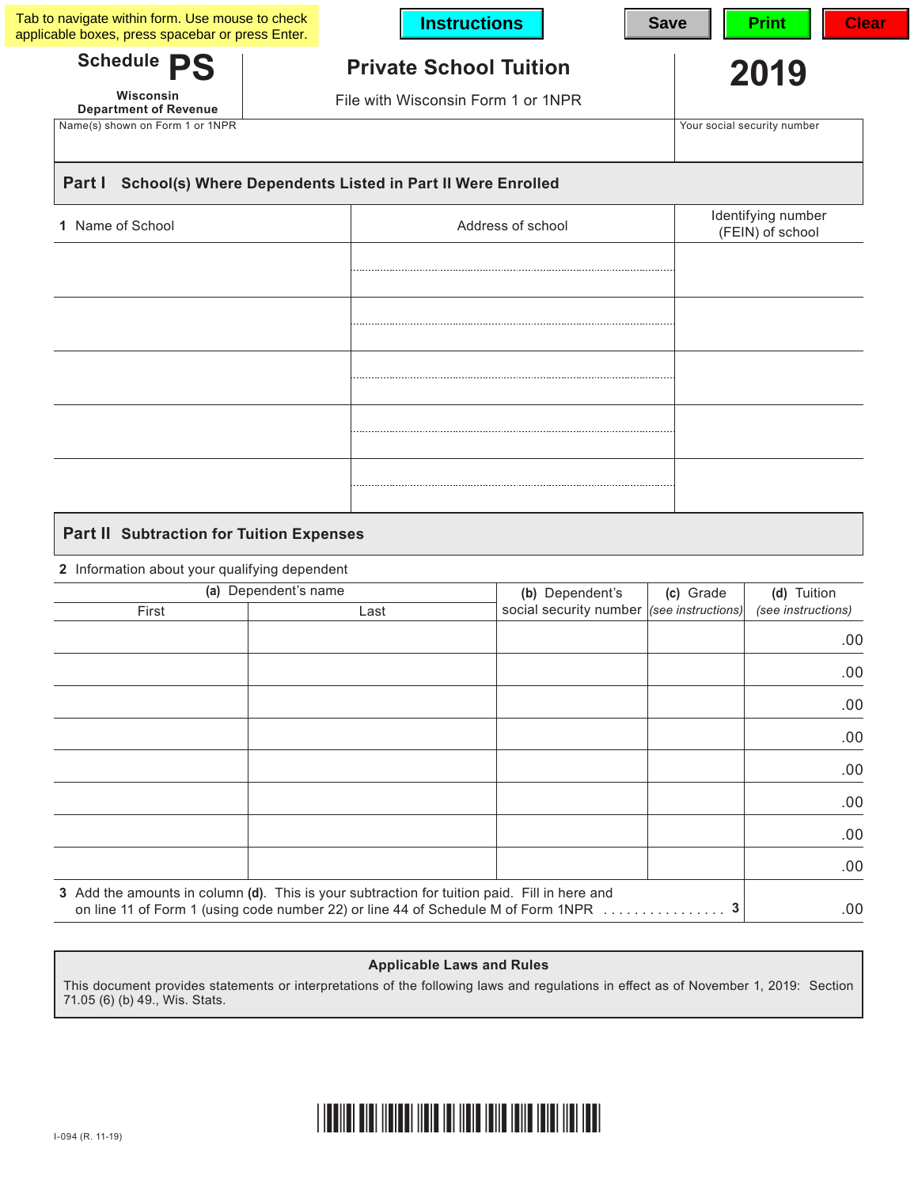Tab to navigate within form. Use mouse to check applicable boxes, press spacebar or press Enter.

Instructions | Save | Print | Clear

# Schedule PS

**Wisconsin Department of Revenue**

## Private School Tuition

File with Wisconsin Form 1 or 1NPR

**2019**

| Name(s) shown on Form 1 or 1NPR | Your social security number |
|---|---|
| | |

## Part I School(s) Where Dependents Listed in Part II Were Enrolled

| 1 Name of School | Address of school | Identifying number (FEIN) of school |
|---|---|---|
| | | |
| | | |
| | | |
| | | |
| | | |

## Part II Subtraction for Tuition Expenses

2 Information about your qualifying dependent

| (a) Dependent's name | | (b) Dependent's social security number | (c) Grade *(see instructions)* | (d) Tuition *(see instructions)* |
|---|---|---|---|---|
| First | Last | | | |
| | | | | .00 |
| | | | | .00 |
| | | | | .00 |
| | | | | .00 |
| | | | | .00 |
| | | | | .00 |
| | | | | .00 |
| | | | | .00 |

3 Add the amounts in column **(d)**. This is your subtraction for tuition paid. Fill in here and on line 11 of Form 1 (using code number 22) or line 44 of Schedule M of Form 1NPR . . . . . . . . . . . . . . . . **3** .00

**Applicable Laws and Rules**

This document provides statements or interpretations of the following laws and regulations in effect as of November 1, 2019: Section 71.05 (6) (b) 49., Wis. Stats.

I-094 (R. 11-19)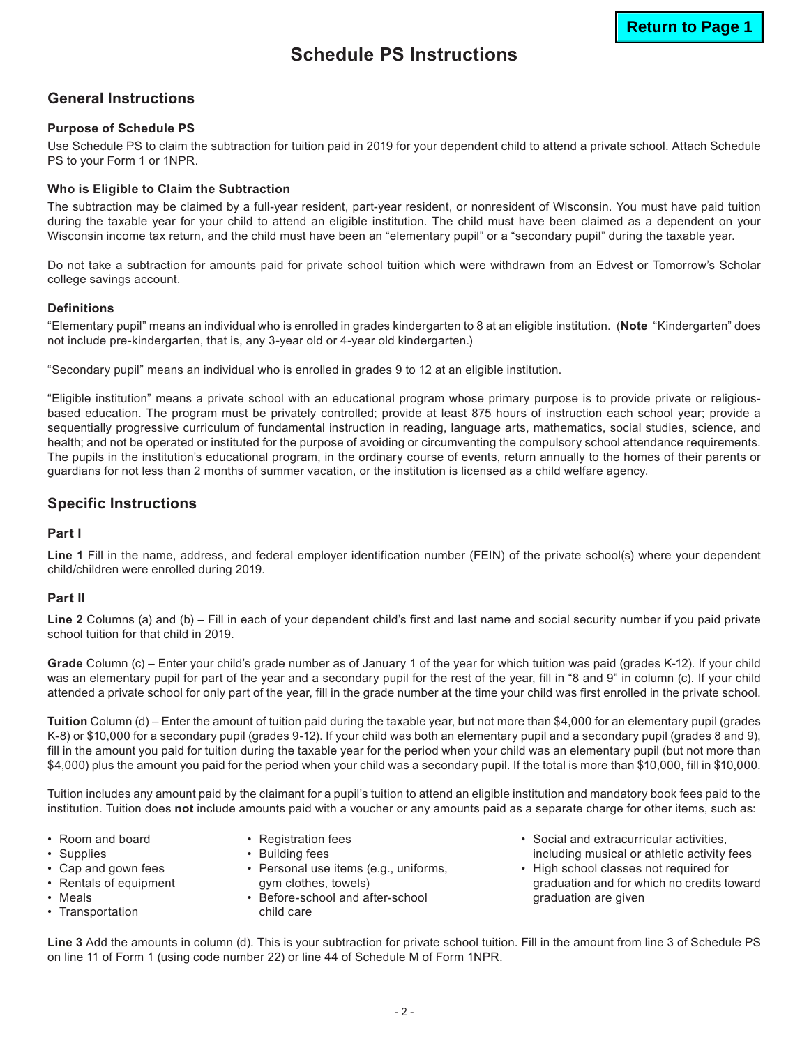Return to Page 1

# Schedule PS Instructions

## General Instructions

### Purpose of Schedule PS

Use Schedule PS to claim the subtraction for tuition paid in 2019 for your dependent child to attend a private school. Attach Schedule PS to your Form 1 or 1NPR.

### Who is Eligible to Claim the Subtraction

The subtraction may be claimed by a full-year resident, part-year resident, or nonresident of Wisconsin. You must have paid tuition during the taxable year for your child to attend an eligible institution. The child must have been claimed as a dependent on your Wisconsin income tax return, and the child must have been an "elementary pupil" or a "secondary pupil" during the taxable year.

Do not take a subtraction for amounts paid for private school tuition which were withdrawn from an Edvest or Tomorrow's Scholar college savings account.

### Definitions

"Elementary pupil" means an individual who is enrolled in grades kindergarten to 8 at an eligible institution. (**Note** "Kindergarten" does not include pre-kindergarten, that is, any 3-year old or 4-year old kindergarten.)

"Secondary pupil" means an individual who is enrolled in grades 9 to 12 at an eligible institution.

"Eligible institution" means a private school with an educational program whose primary purpose is to provide private or religious-based education. The program must be privately controlled; provide at least 875 hours of instruction each school year; provide a sequentially progressive curriculum of fundamental instruction in reading, language arts, mathematics, social studies, science, and health; and not be operated or instituted for the purpose of avoiding or circumventing the compulsory school attendance requirements. The pupils in the institution's educational program, in the ordinary course of events, return annually to the homes of their parents or guardians for not less than 2 months of summer vacation, or the institution is licensed as a child welfare agency.

## Specific Instructions

### Part I

**Line 1** Fill in the name, address, and federal employer identification number (FEIN) of the private school(s) where your dependent child/children were enrolled during 2019.

### Part II

**Line 2** Columns (a) and (b) – Fill in each of your dependent child's first and last name and social security number if you paid private school tuition for that child in 2019.

**Grade** Column (c) – Enter your child's grade number as of January 1 of the year for which tuition was paid (grades K-12). If your child was an elementary pupil for part of the year and a secondary pupil for the rest of the year, fill in "8 and 9" in column (c). If your child attended a private school for only part of the year, fill in the grade number at the time your child was first enrolled in the private school.

**Tuition** Column (d) – Enter the amount of tuition paid during the taxable year, but not more than $4,000 for an elementary pupil (grades K-8) or $10,000 for a secondary pupil (grades 9-12). If your child was both an elementary pupil and a secondary pupil (grades 8 and 9), fill in the amount you paid for tuition during the taxable year for the period when your child was an elementary pupil (but not more than $4,000) plus the amount you paid for the period when your child was a secondary pupil. If the total is more than $10,000, fill in $10,000.

Tuition includes any amount paid by the claimant for a pupil's tuition to attend an eligible institution and mandatory book fees paid to the institution. Tuition does **not** include amounts paid with a voucher or any amounts paid as a separate charge for other items, such as:

- Room and board
- Supplies
- Cap and gown fees
- Rentals of equipment
- Meals
- Transportation
- Registration fees
- Building fees
- Personal use items (e.g., uniforms, gym clothes, towels)
- Before-school and after-school child care
- Social and extracurricular activities, including musical or athletic activity fees
- High school classes not required for graduation and for which no credits toward graduation are given

**Line 3** Add the amounts in column (d). This is your subtraction for private school tuition. Fill in the amount from line 3 of Schedule PS on line 11 of Form 1 (using code number 22) or line 44 of Schedule M of Form 1NPR.